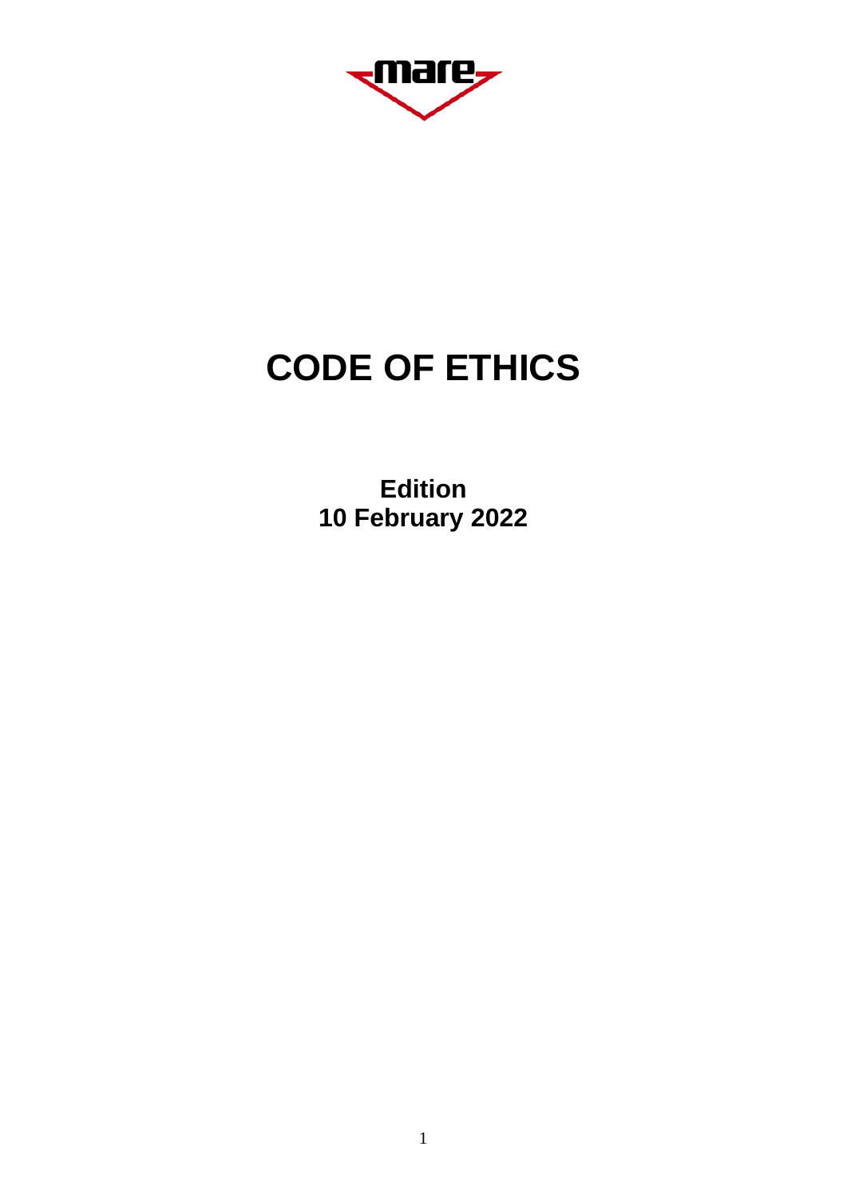mare

# CODE OF ETHICS

**Edition**
**10 February 2022**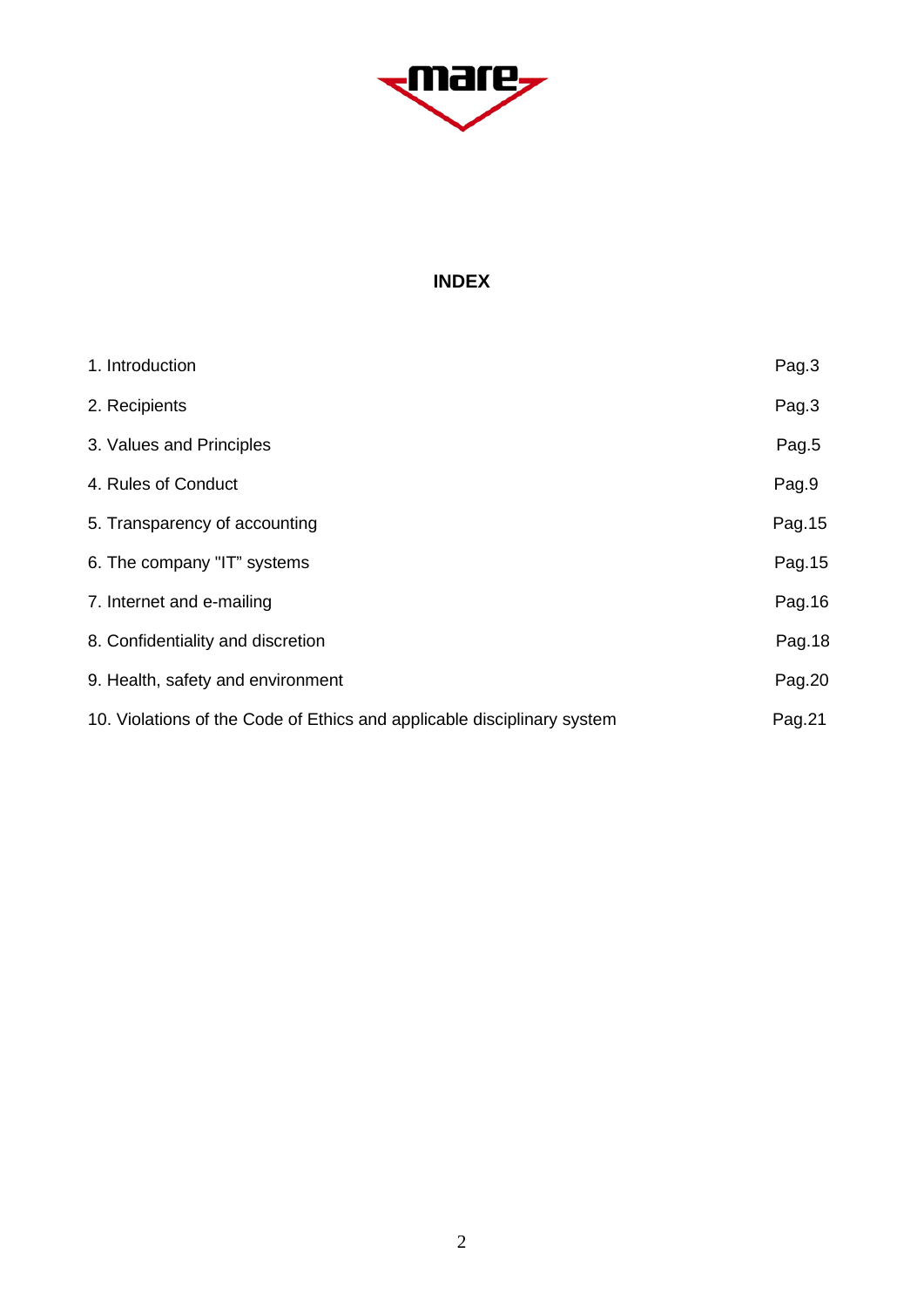## INDEX

| | |
|---|---|
| 1. Introduction | Pag.3 |
| 2. Recipients | Pag.3 |
| 3. Values and Principles | Pag.5 |
| 4. Rules of Conduct | Pag.9 |
| 5. Transparency of accounting | Pag.15 |
| 6. The company "IT" systems | Pag.15 |
| 7. Internet and e-mailing | Pag.16 |
| 8. Confidentiality and discretion | Pag.18 |
| 9. Health, safety and environment | Pag.20 |
| 10. Violations of the Code of Ethics and applicable disciplinary system | Pag.21 |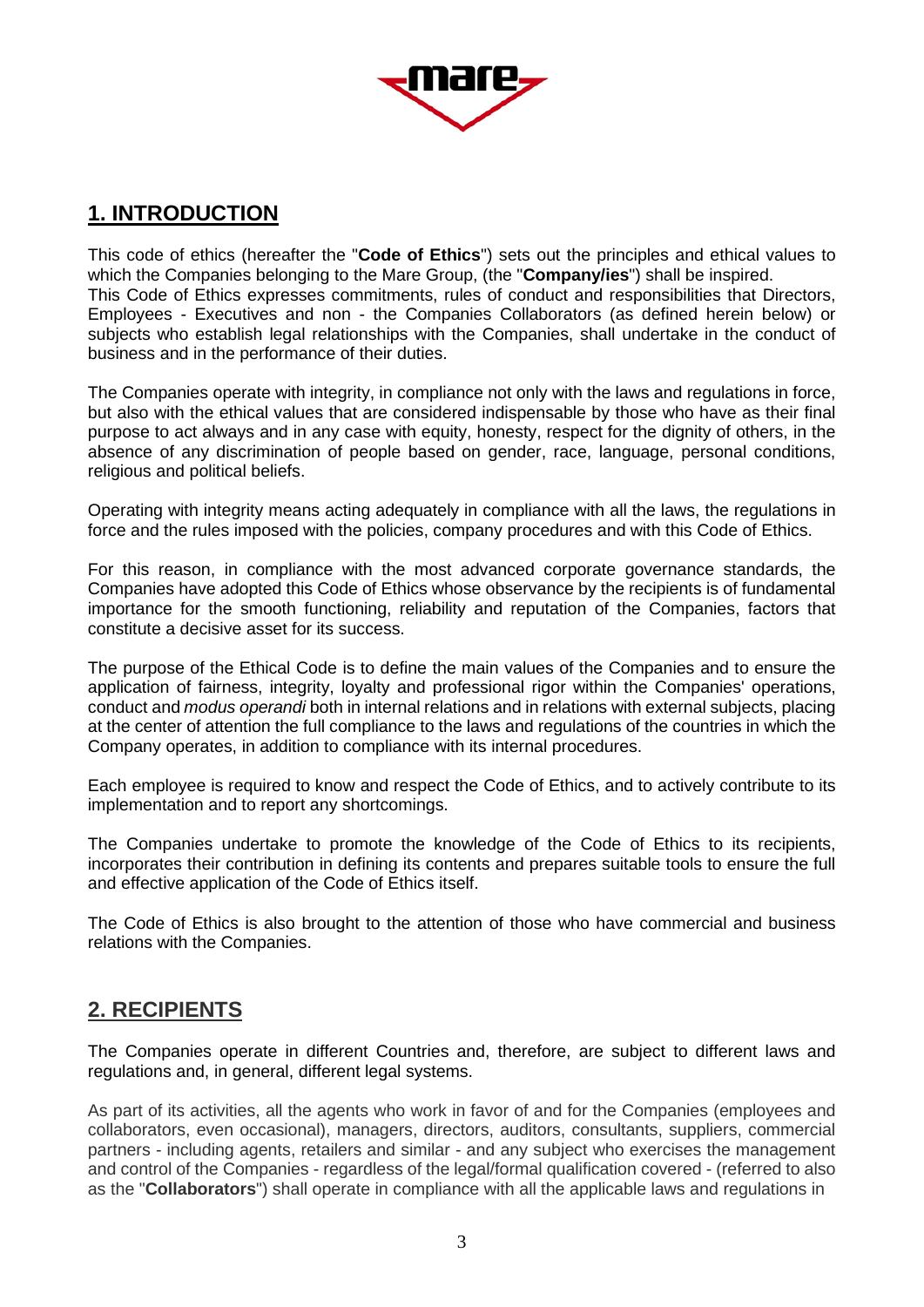## 1. INTRODUCTION

This code of ethics (hereafter the "**Code of Ethics**") sets out the principles and ethical values to which the Companies belonging to the Mare Group, (the "**Company/ies**") shall be inspired.
This Code of Ethics expresses commitments, rules of conduct and responsibilities that Directors, Employees - Executives and non - the Companies Collaborators (as defined herein below) or subjects who establish legal relationships with the Companies, shall undertake in the conduct of business and in the performance of their duties.

The Companies operate with integrity, in compliance not only with the laws and regulations in force, but also with the ethical values that are considered indispensable by those who have as their final purpose to act always and in any case with equity, honesty, respect for the dignity of others, in the absence of any discrimination of people based on gender, race, language, personal conditions, religious and political beliefs.

Operating with integrity means acting adequately in compliance with all the laws, the regulations in force and the rules imposed with the policies, company procedures and with this Code of Ethics.

For this reason, in compliance with the most advanced corporate governance standards, the Companies have adopted this Code of Ethics whose observance by the recipients is of fundamental importance for the smooth functioning, reliability and reputation of the Companies, factors that constitute a decisive asset for its success.

The purpose of the Ethical Code is to define the main values of the Companies and to ensure the application of fairness, integrity, loyalty and professional rigor within the Companies' operations, conduct and *modus operandi* both in internal relations and in relations with external subjects, placing at the center of attention the full compliance to the laws and regulations of the countries in which the Company operates, in addition to compliance with its internal procedures.

Each employee is required to know and respect the Code of Ethics, and to actively contribute to its implementation and to report any shortcomings.

The Companies undertake to promote the knowledge of the Code of Ethics to its recipients, incorporates their contribution in defining its contents and prepares suitable tools to ensure the full and effective application of the Code of Ethics itself.

The Code of Ethics is also brought to the attention of those who have commercial and business relations with the Companies.

## 2. RECIPIENTS

The Companies operate in different Countries and, therefore, are subject to different laws and regulations and, in general, different legal systems.

As part of its activities, all the agents who work in favor of and for the Companies (employees and collaborators, even occasional), managers, directors, auditors, consultants, suppliers, commercial partners - including agents, retailers and similar - and any subject who exercises the management and control of the Companies - regardless of the legal/formal qualification covered - (referred to also as the "**Collaborators**") shall operate in compliance with all the applicable laws and regulations in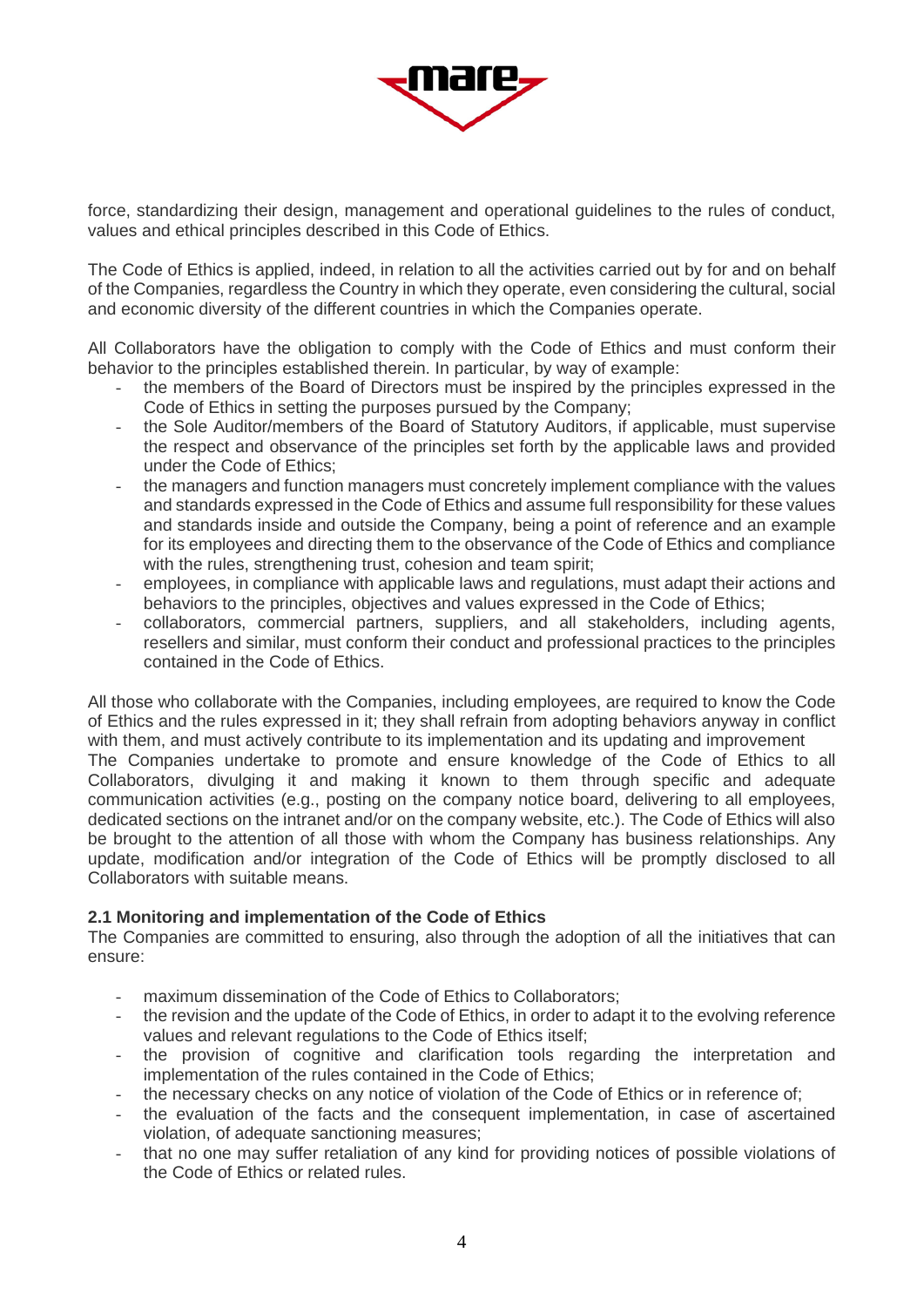force, standardizing their design, management and operational guidelines to the rules of conduct, values and ethical principles described in this Code of Ethics.

The Code of Ethics is applied, indeed, in relation to all the activities carried out by for and on behalf of the Companies, regardless the Country in which they operate, even considering the cultural, social and economic diversity of the different countries in which the Companies operate.

All Collaborators have the obligation to comply with the Code of Ethics and must conform their behavior to the principles established therein. In particular, by way of example:

- the members of the Board of Directors must be inspired by the principles expressed in the Code of Ethics in setting the purposes pursued by the Company;
- the Sole Auditor/members of the Board of Statutory Auditors, if applicable, must supervise the respect and observance of the principles set forth by the applicable laws and provided under the Code of Ethics;
- the managers and function managers must concretely implement compliance with the values and standards expressed in the Code of Ethics and assume full responsibility for these values and standards inside and outside the Company, being a point of reference and an example for its employees and directing them to the observance of the Code of Ethics and compliance with the rules, strengthening trust, cohesion and team spirit;
- employees, in compliance with applicable laws and regulations, must adapt their actions and behaviors to the principles, objectives and values expressed in the Code of Ethics;
- collaborators, commercial partners, suppliers, and all stakeholders, including agents, resellers and similar, must conform their conduct and professional practices to the principles contained in the Code of Ethics.

All those who collaborate with the Companies, including employees, are required to know the Code of Ethics and the rules expressed in it; they shall refrain from adopting behaviors anyway in conflict with them, and must actively contribute to its implementation and its updating and improvement

The Companies undertake to promote and ensure knowledge of the Code of Ethics to all Collaborators, divulging it and making it known to them through specific and adequate communication activities (e.g., posting on the company notice board, delivering to all employees, dedicated sections on the intranet and/or on the company website, etc.). The Code of Ethics will also be brought to the attention of all those with whom the Company has business relationships. Any update, modification and/or integration of the Code of Ethics will be promptly disclosed to all Collaborators with suitable means.

### 2.1 Monitoring and implementation of the Code of Ethics

The Companies are committed to ensuring, also through the adoption of all the initiatives that can ensure:

- maximum dissemination of the Code of Ethics to Collaborators;
- the revision and the update of the Code of Ethics, in order to adapt it to the evolving reference values and relevant regulations to the Code of Ethics itself;
- the provision of cognitive and clarification tools regarding the interpretation and implementation of the rules contained in the Code of Ethics;
- the necessary checks on any notice of violation of the Code of Ethics or in reference of;
- the evaluation of the facts and the consequent implementation, in case of ascertained violation, of adequate sanctioning measures;
- that no one may suffer retaliation of any kind for providing notices of possible violations of the Code of Ethics or related rules.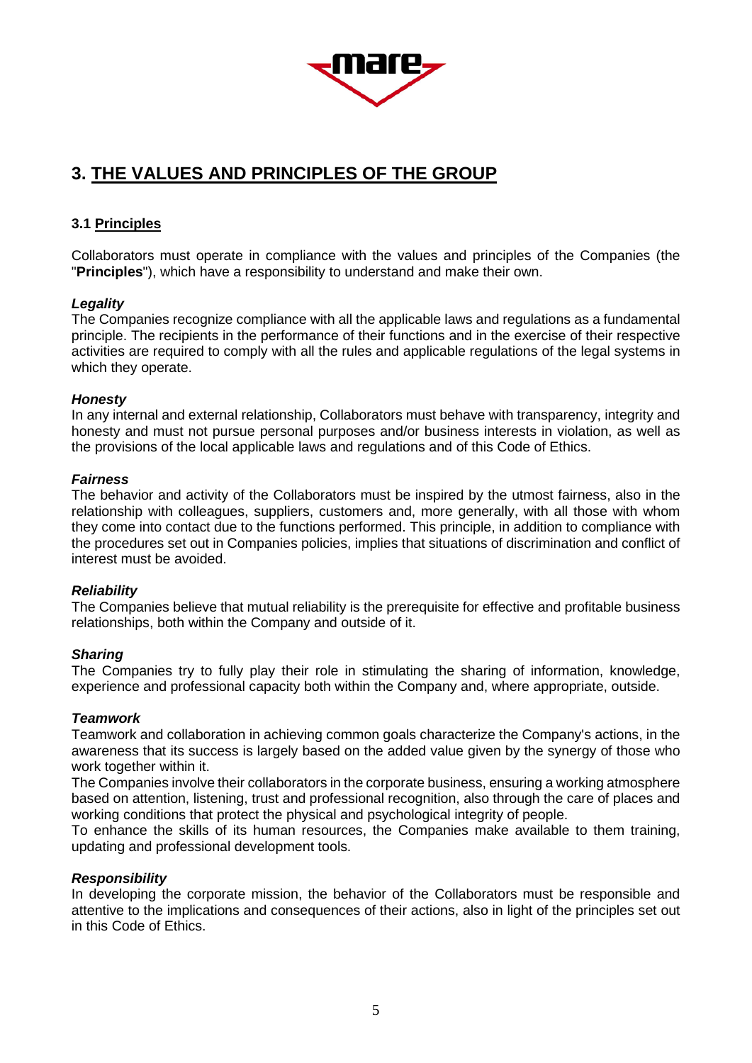# 3. THE VALUES AND PRINCIPLES OF THE GROUP

## 3.1 Principles

Collaborators must operate in compliance with the values and principles of the Companies (the "**Principles**"), which have a responsibility to understand and make their own.

***Legality***
The Companies recognize compliance with all the applicable laws and regulations as a fundamental principle. The recipients in the performance of their functions and in the exercise of their respective activities are required to comply with all the rules and applicable regulations of the legal systems in which they operate.

***Honesty***
In any internal and external relationship, Collaborators must behave with transparency, integrity and honesty and must not pursue personal purposes and/or business interests in violation, as well as the provisions of the local applicable laws and regulations and of this Code of Ethics.

***Fairness***
The behavior and activity of the Collaborators must be inspired by the utmost fairness, also in the relationship with colleagues, suppliers, customers and, more generally, with all those with whom they come into contact due to the functions performed. This principle, in addition to compliance with the procedures set out in Companies policies, implies that situations of discrimination and conflict of interest must be avoided.

***Reliability***
The Companies believe that mutual reliability is the prerequisite for effective and profitable business relationships, both within the Company and outside of it.

***Sharing***
The Companies try to fully play their role in stimulating the sharing of information, knowledge, experience and professional capacity both within the Company and, where appropriate, outside.

***Teamwork***
Teamwork and collaboration in achieving common goals characterize the Company's actions, in the awareness that its success is largely based on the added value given by the synergy of those who work together within it.
The Companies involve their collaborators in the corporate business, ensuring a working atmosphere based on attention, listening, trust and professional recognition, also through the care of places and working conditions that protect the physical and psychological integrity of people.
To enhance the skills of its human resources, the Companies make available to them training, updating and professional development tools.

***Responsibility***
In developing the corporate mission, the behavior of the Collaborators must be responsible and attentive to the implications and consequences of their actions, also in light of the principles set out in this Code of Ethics.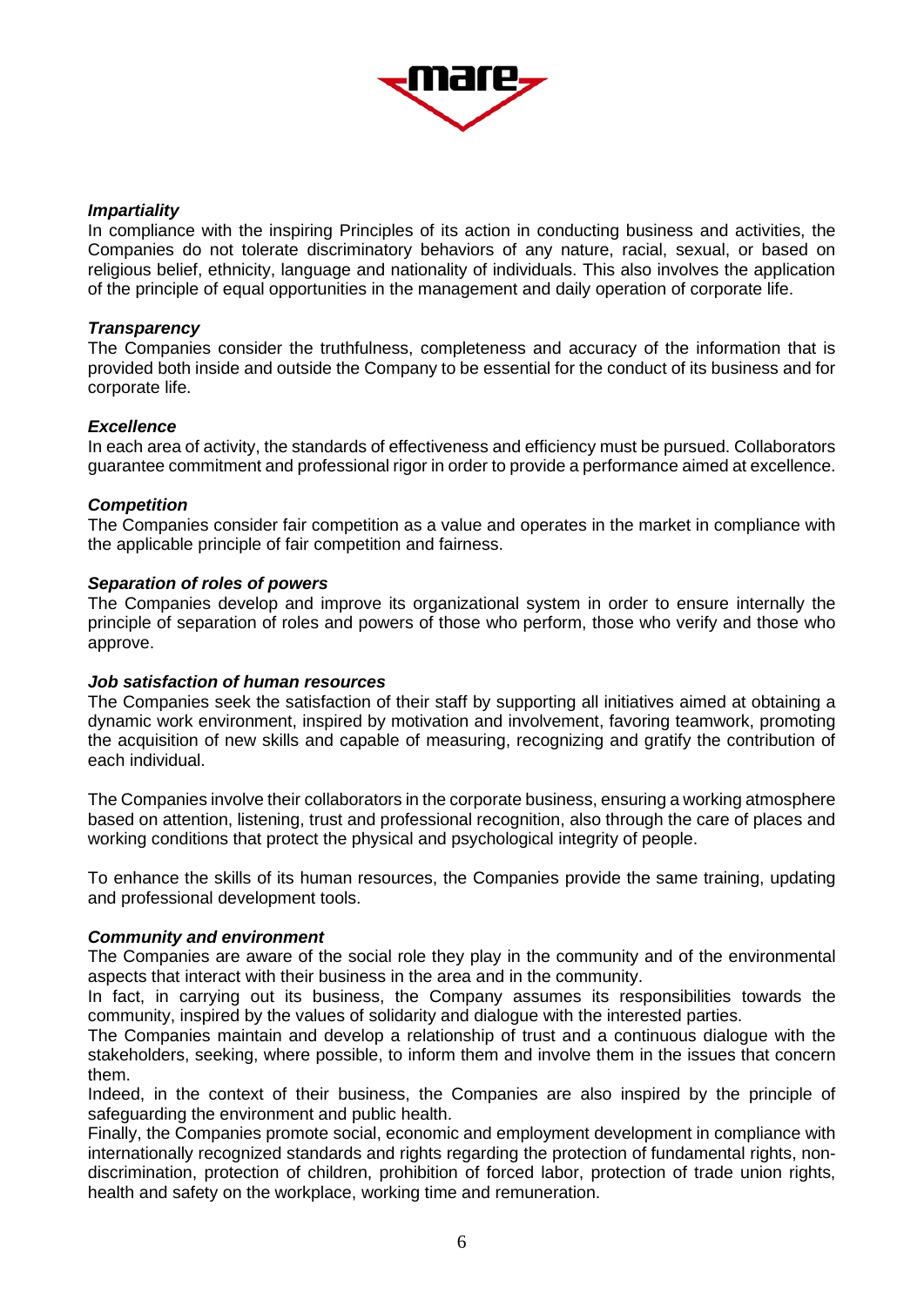***Impartiality***

In compliance with the inspiring Principles of its action in conducting business and activities, the Companies do not tolerate discriminatory behaviors of any nature, racial, sexual, or based on religious belief, ethnicity, language and nationality of individuals. This also involves the application of the principle of equal opportunities in the management and daily operation of corporate life.

***Transparency***

The Companies consider the truthfulness, completeness and accuracy of the information that is provided both inside and outside the Company to be essential for the conduct of its business and for corporate life.

***Excellence***

In each area of activity, the standards of effectiveness and efficiency must be pursued. Collaborators guarantee commitment and professional rigor in order to provide a performance aimed at excellence.

***Competition***

The Companies consider fair competition as a value and operates in the market in compliance with the applicable principle of fair competition and fairness.

***Separation of roles of powers***

The Companies develop and improve its organizational system in order to ensure internally the principle of separation of roles and powers of those who perform, those who verify and those who approve.

***Job satisfaction of human resources***

The Companies seek the satisfaction of their staff by supporting all initiatives aimed at obtaining a dynamic work environment, inspired by motivation and involvement, favoring teamwork, promoting the acquisition of new skills and capable of measuring, recognizing and gratify the contribution of each individual.

The Companies involve their collaborators in the corporate business, ensuring a working atmosphere based on attention, listening, trust and professional recognition, also through the care of places and working conditions that protect the physical and psychological integrity of people.

To enhance the skills of its human resources, the Companies provide the same training, updating and professional development tools.

***Community and environment***

The Companies are aware of the social role they play in the community and of the environmental aspects that interact with their business in the area and in the community.
In fact, in carrying out its business, the Company assumes its responsibilities towards the community, inspired by the values of solidarity and dialogue with the interested parties.
The Companies maintain and develop a relationship of trust and a continuous dialogue with the stakeholders, seeking, where possible, to inform them and involve them in the issues that concern them.
Indeed, in the context of their business, the Companies are also inspired by the principle of safeguarding the environment and public health.
Finally, the Companies promote social, economic and employment development in compliance with internationally recognized standards and rights regarding the protection of fundamental rights, non-discrimination, protection of children, prohibition of forced labor, protection of trade union rights, health and safety on the workplace, working time and remuneration.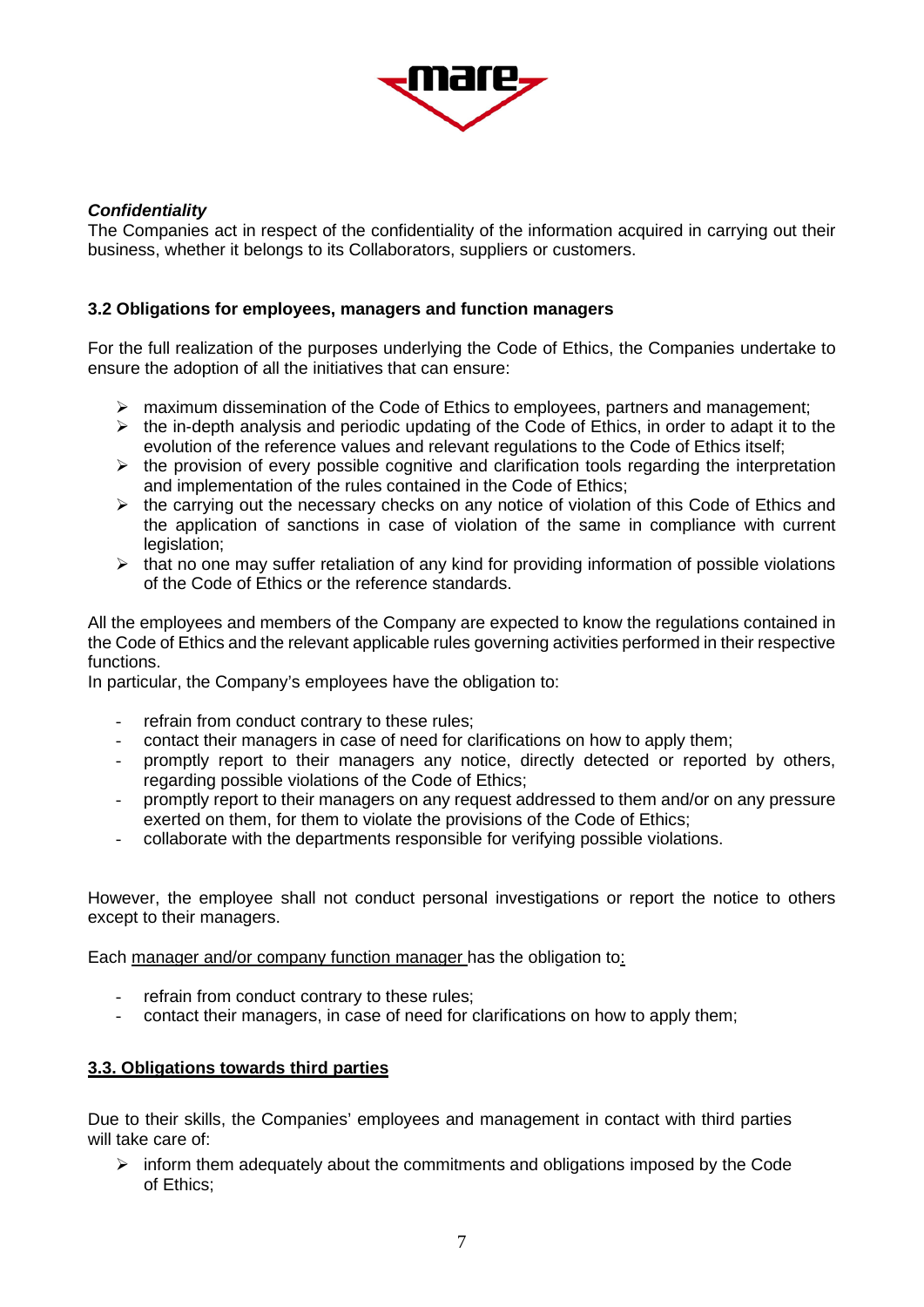***Confidentiality***

The Companies act in respect of the confidentiality of the information acquired in carrying out their business, whether it belongs to its Collaborators, suppliers or customers.

### 3.2 Obligations for employees, managers and function managers

For the full realization of the purposes underlying the Code of Ethics, the Companies undertake to ensure the adoption of all the initiatives that can ensure:

- maximum dissemination of the Code of Ethics to employees, partners and management;
- the in-depth analysis and periodic updating of the Code of Ethics, in order to adapt it to the evolution of the reference values and relevant regulations to the Code of Ethics itself;
- the provision of every possible cognitive and clarification tools regarding the interpretation and implementation of the rules contained in the Code of Ethics;
- the carrying out the necessary checks on any notice of violation of this Code of Ethics and the application of sanctions in case of violation of the same in compliance with current legislation;
- that no one may suffer retaliation of any kind for providing information of possible violations of the Code of Ethics or the reference standards.

All the employees and members of the Company are expected to know the regulations contained in the Code of Ethics and the relevant applicable rules governing activities performed in their respective functions.

In particular, the Company's employees have the obligation to:

- refrain from conduct contrary to these rules;
- contact their managers in case of need for clarifications on how to apply them;
- promptly report to their managers any notice, directly detected or reported by others, regarding possible violations of the Code of Ethics;
- promptly report to their managers on any request addressed to them and/or on any pressure exerted on them, for them to violate the provisions of the Code of Ethics;
- collaborate with the departments responsible for verifying possible violations.

However, the employee shall not conduct personal investigations or report the notice to others except to their managers.

Each manager and/or company function manager has the obligation to:

- refrain from conduct contrary to these rules;
- contact their managers, in case of need for clarifications on how to apply them;

### 3.3. Obligations towards third parties

Due to their skills, the Companies' employees and management in contact with third parties will take care of:

- inform them adequately about the commitments and obligations imposed by the Code of Ethics;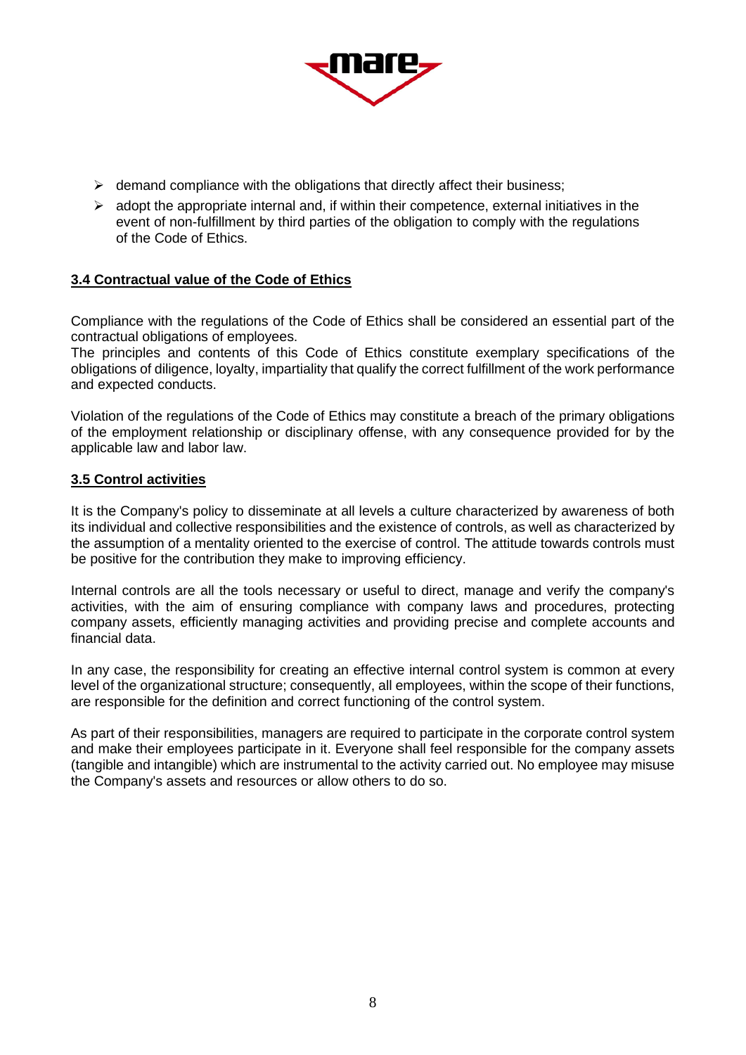- demand compliance with the obligations that directly affect their business;
- adopt the appropriate internal and, if within their competence, external initiatives in the event of non-fulfillment by third parties of the obligation to comply with the regulations of the Code of Ethics.

### 3.4 Contractual value of the Code of Ethics

Compliance with the regulations of the Code of Ethics shall be considered an essential part of the contractual obligations of employees.
The principles and contents of this Code of Ethics constitute exemplary specifications of the obligations of diligence, loyalty, impartiality that qualify the correct fulfillment of the work performance and expected conducts.

Violation of the regulations of the Code of Ethics may constitute a breach of the primary obligations of the employment relationship or disciplinary offense, with any consequence provided for by the applicable law and labor law.

### 3.5 Control activities

It is the Company's policy to disseminate at all levels a culture characterized by awareness of both its individual and collective responsibilities and the existence of controls, as well as characterized by the assumption of a mentality oriented to the exercise of control. The attitude towards controls must be positive for the contribution they make to improving efficiency.

Internal controls are all the tools necessary or useful to direct, manage and verify the company's activities, with the aim of ensuring compliance with company laws and procedures, protecting company assets, efficiently managing activities and providing precise and complete accounts and financial data.

In any case, the responsibility for creating an effective internal control system is common at every level of the organizational structure; consequently, all employees, within the scope of their functions, are responsible for the definition and correct functioning of the control system.

As part of their responsibilities, managers are required to participate in the corporate control system and make their employees participate in it. Everyone shall feel responsible for the company assets (tangible and intangible) which are instrumental to the activity carried out. No employee may misuse the Company's assets and resources or allow others to do so.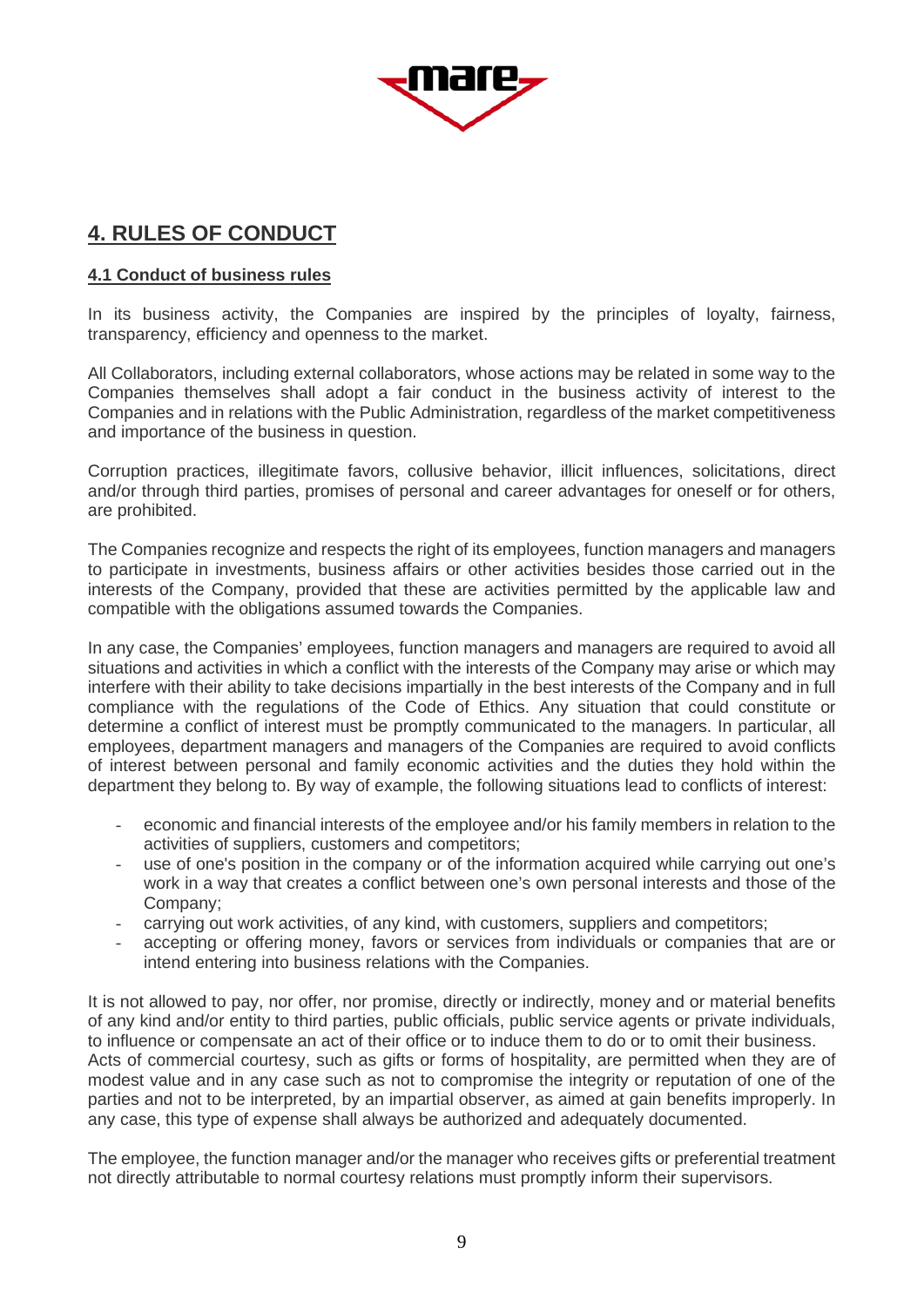## 4. RULES OF CONDUCT

### 4.1 Conduct of business rules

In its business activity, the Companies are inspired by the principles of loyalty, fairness, transparency, efficiency and openness to the market.

All Collaborators, including external collaborators, whose actions may be related in some way to the Companies themselves shall adopt a fair conduct in the business activity of interest to the Companies and in relations with the Public Administration, regardless of the market competitiveness and importance of the business in question.

Corruption practices, illegitimate favors, collusive behavior, illicit influences, solicitations, direct and/or through third parties, promises of personal and career advantages for oneself or for others, are prohibited.

The Companies recognize and respects the right of its employees, function managers and managers to participate in investments, business affairs or other activities besides those carried out in the interests of the Company, provided that these are activities permitted by the applicable law and compatible with the obligations assumed towards the Companies.

In any case, the Companies' employees, function managers and managers are required to avoid all situations and activities in which a conflict with the interests of the Company may arise or which may interfere with their ability to take decisions impartially in the best interests of the Company and in full compliance with the regulations of the Code of Ethics. Any situation that could constitute or determine a conflict of interest must be promptly communicated to the managers. In particular, all employees, department managers and managers of the Companies are required to avoid conflicts of interest between personal and family economic activities and the duties they hold within the department they belong to. By way of example, the following situations lead to conflicts of interest:

- economic and financial interests of the employee and/or his family members in relation to the activities of suppliers, customers and competitors;
- use of one's position in the company or of the information acquired while carrying out one's work in a way that creates a conflict between one's own personal interests and those of the Company;
- carrying out work activities, of any kind, with customers, suppliers and competitors;
- accepting or offering money, favors or services from individuals or companies that are or intend entering into business relations with the Companies.

It is not allowed to pay, nor offer, nor promise, directly or indirectly, money and or material benefits of any kind and/or entity to third parties, public officials, public service agents or private individuals, to influence or compensate an act of their office or to induce them to do or to omit their business. Acts of commercial courtesy, such as gifts or forms of hospitality, are permitted when they are of modest value and in any case such as not to compromise the integrity or reputation of one of the parties and not to be interpreted, by an impartial observer, as aimed at gain benefits improperly. In any case, this type of expense shall always be authorized and adequately documented.

The employee, the function manager and/or the manager who receives gifts or preferential treatment not directly attributable to normal courtesy relations must promptly inform their supervisors.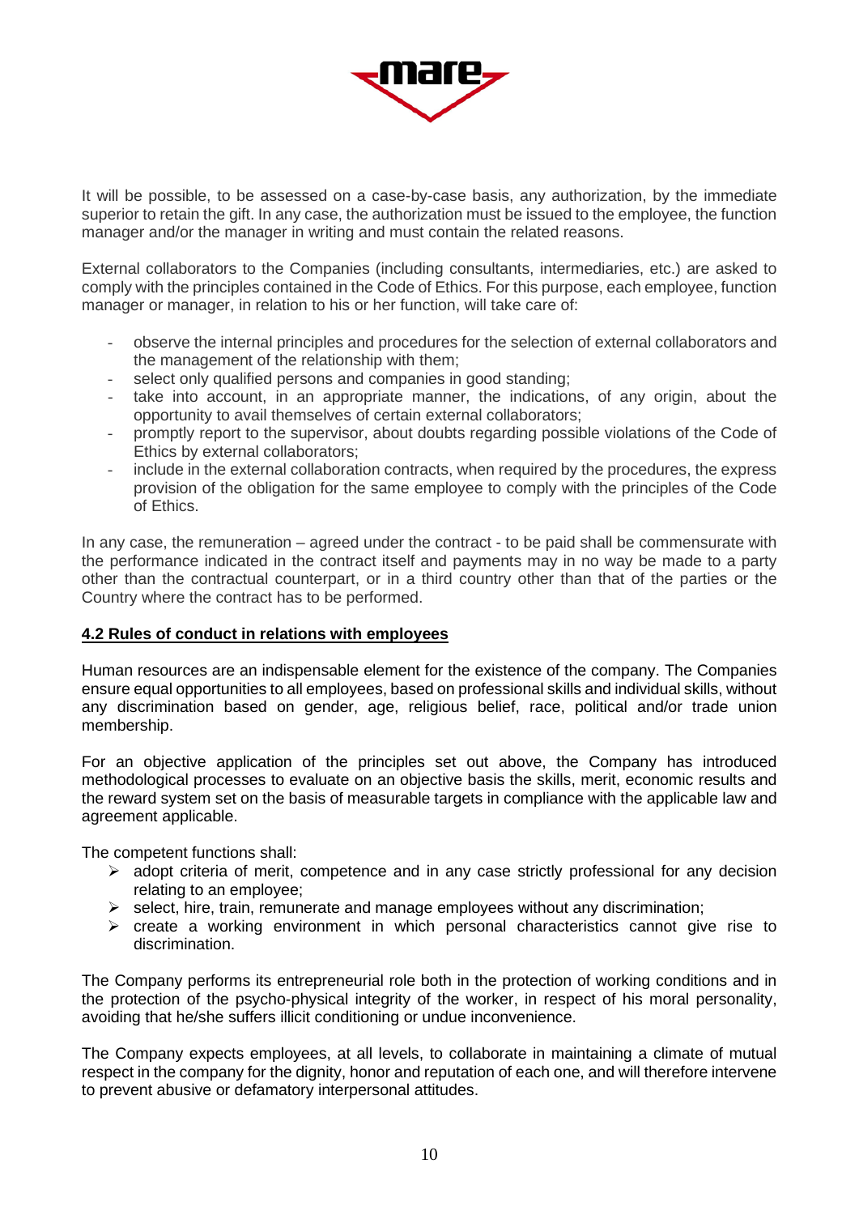It will be possible, to be assessed on a case-by-case basis, any authorization, by the immediate superior to retain the gift. In any case, the authorization must be issued to the employee, the function manager and/or the manager in writing and must contain the related reasons.

External collaborators to the Companies (including consultants, intermediaries, etc.) are asked to comply with the principles contained in the Code of Ethics. For this purpose, each employee, function manager or manager, in relation to his or her function, will take care of:

- observe the internal principles and procedures for the selection of external collaborators and the management of the relationship with them;
- select only qualified persons and companies in good standing;
- take into account, in an appropriate manner, the indications, of any origin, about the opportunity to avail themselves of certain external collaborators;
- promptly report to the supervisor, about doubts regarding possible violations of the Code of Ethics by external collaborators;
- include in the external collaboration contracts, when required by the procedures, the express provision of the obligation for the same employee to comply with the principles of the Code of Ethics.

In any case, the remuneration – agreed under the contract - to be paid shall be commensurate with the performance indicated in the contract itself and payments may in no way be made to a party other than the contractual counterpart, or in a third country other than that of the parties or the Country where the contract has to be performed.

## 4.2 Rules of conduct in relations with employees

Human resources are an indispensable element for the existence of the company. The Companies ensure equal opportunities to all employees, based on professional skills and individual skills, without any discrimination based on gender, age, religious belief, race, political and/or trade union membership.

For an objective application of the principles set out above, the Company has introduced methodological processes to evaluate on an objective basis the skills, merit, economic results and the reward system set on the basis of measurable targets in compliance with the applicable law and agreement applicable.

The competent functions shall:

- adopt criteria of merit, competence and in any case strictly professional for any decision relating to an employee;
- select, hire, train, remunerate and manage employees without any discrimination;
- create a working environment in which personal characteristics cannot give rise to discrimination.

The Company performs its entrepreneurial role both in the protection of working conditions and in the protection of the psycho-physical integrity of the worker, in respect of his moral personality, avoiding that he/she suffers illicit conditioning or undue inconvenience.

The Company expects employees, at all levels, to collaborate in maintaining a climate of mutual respect in the company for the dignity, honor and reputation of each one, and will therefore intervene to prevent abusive or defamatory interpersonal attitudes.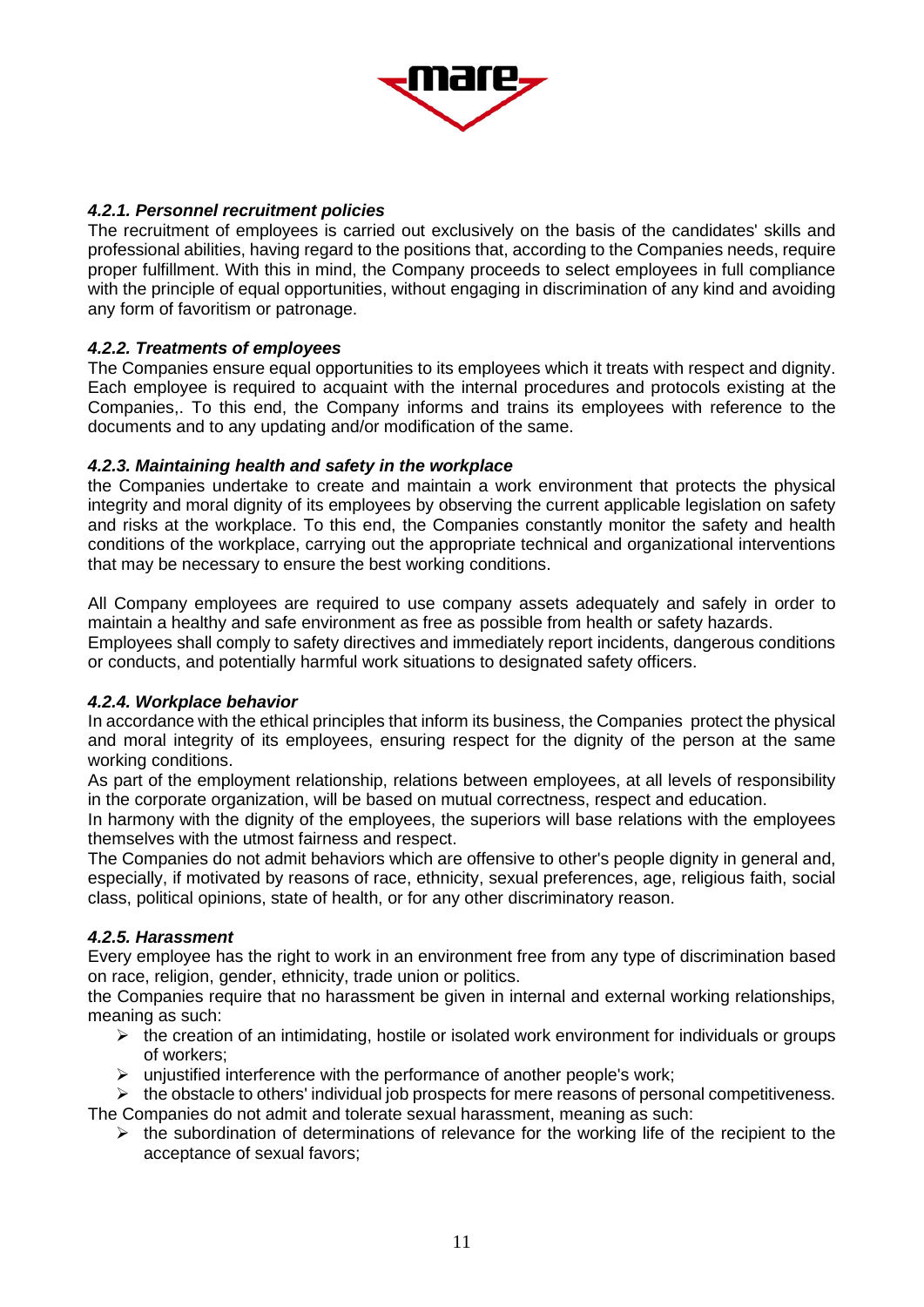#### *4.2.1. Personnel recruitment policies*

The recruitment of employees is carried out exclusively on the basis of the candidates' skills and professional abilities, having regard to the positions that, according to the Companies needs, require proper fulfillment. With this in mind, the Company proceeds to select employees in full compliance with the principle of equal opportunities, without engaging in discrimination of any kind and avoiding any form of favoritism or patronage.

#### *4.2.2. Treatments of employees*

The Companies ensure equal opportunities to its employees which it treats with respect and dignity. Each employee is required to acquaint with the internal procedures and protocols existing at the Companies,. To this end, the Company informs and trains its employees with reference to the documents and to any updating and/or modification of the same.

#### *4.2.3. Maintaining health and safety in the workplace*

the Companies undertake to create and maintain a work environment that protects the physical integrity and moral dignity of its employees by observing the current applicable legislation on safety and risks at the workplace. To this end, the Companies constantly monitor the safety and health conditions of the workplace, carrying out the appropriate technical and organizational interventions that may be necessary to ensure the best working conditions.

All Company employees are required to use company assets adequately and safely in order to maintain a healthy and safe environment as free as possible from health or safety hazards.
Employees shall comply to safety directives and immediately report incidents, dangerous conditions or conducts, and potentially harmful work situations to designated safety officers.

#### *4.2.4. Workplace behavior*

In accordance with the ethical principles that inform its business, the Companies protect the physical and moral integrity of its employees, ensuring respect for the dignity of the person at the same working conditions.
As part of the employment relationship, relations between employees, at all levels of responsibility in the corporate organization, will be based on mutual correctness, respect and education.
In harmony with the dignity of the employees, the superiors will base relations with the employees themselves with the utmost fairness and respect.
The Companies do not admit behaviors which are offensive to other's people dignity in general and, especially, if motivated by reasons of race, ethnicity, sexual preferences, age, religious faith, social class, political opinions, state of health, or for any other discriminatory reason.

#### *4.2.5. Harassment*

Every employee has the right to work in an environment free from any type of discrimination based on race, religion, gender, ethnicity, trade union or politics.
the Companies require that no harassment be given in internal and external working relationships, meaning as such:

- the creation of an intimidating, hostile or isolated work environment for individuals or groups of workers;
- unjustified interference with the performance of another people's work;
- the obstacle to others' individual job prospects for mere reasons of personal competitiveness.

The Companies do not admit and tolerate sexual harassment, meaning as such:

- the subordination of determinations of relevance for the working life of the recipient to the acceptance of sexual favors;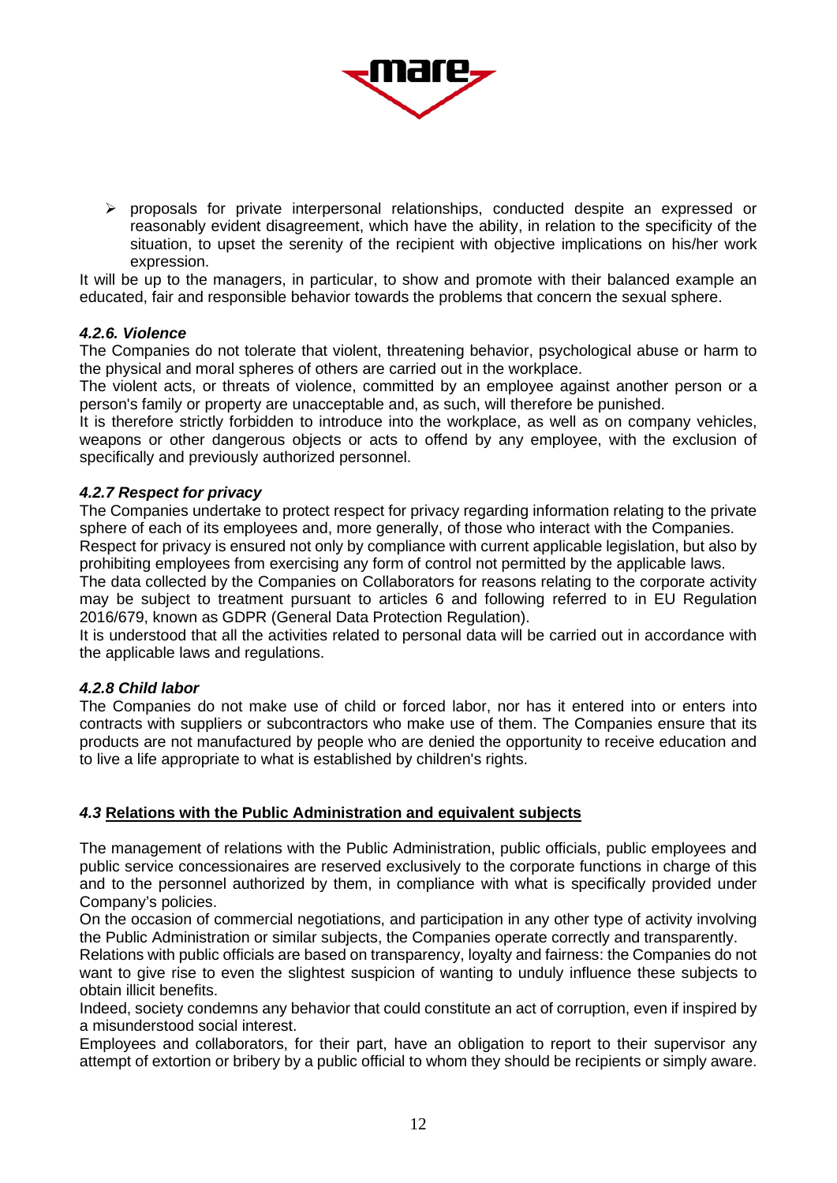- proposals for private interpersonal relationships, conducted despite an expressed or reasonably evident disagreement, which have the ability, in relation to the specificity of the situation, to upset the serenity of the recipient with objective implications on his/her work expression.

It will be up to the managers, in particular, to show and promote with their balanced example an educated, fair and responsible behavior towards the problems that concern the sexual sphere.

#### *4.2.6. Violence*

The Companies do not tolerate that violent, threatening behavior, psychological abuse or harm to the physical and moral spheres of others are carried out in the workplace.

The violent acts, or threats of violence, committed by an employee against another person or a person's family or property are unacceptable and, as such, will therefore be punished.

It is therefore strictly forbidden to introduce into the workplace, as well as on company vehicles, weapons or other dangerous objects or acts to offend by any employee, with the exclusion of specifically and previously authorized personnel.

#### *4.2.7 Respect for privacy*

The Companies undertake to protect respect for privacy regarding information relating to the private sphere of each of its employees and, more generally, of those who interact with the Companies.

Respect for privacy is ensured not only by compliance with current applicable legislation, but also by prohibiting employees from exercising any form of control not permitted by the applicable laws.

The data collected by the Companies on Collaborators for reasons relating to the corporate activity may be subject to treatment pursuant to articles 6 and following referred to in EU Regulation 2016/679, known as GDPR (General Data Protection Regulation).

It is understood that all the activities related to personal data will be carried out in accordance with the applicable laws and regulations.

#### *4.2.8 Child labor*

The Companies do not make use of child or forced labor, nor has it entered into or enters into contracts with suppliers or subcontractors who make use of them. The Companies ensure that its products are not manufactured by people who are denied the opportunity to receive education and to live a life appropriate to what is established by children's rights.

### *4.3* Relations with the Public Administration and equivalent subjects

The management of relations with the Public Administration, public officials, public employees and public service concessionaires are reserved exclusively to the corporate functions in charge of this and to the personnel authorized by them, in compliance with what is specifically provided under Company's policies.

On the occasion of commercial negotiations, and participation in any other type of activity involving the Public Administration or similar subjects, the Companies operate correctly and transparently.

Relations with public officials are based on transparency, loyalty and fairness: the Companies do not want to give rise to even the slightest suspicion of wanting to unduly influence these subjects to obtain illicit benefits.

Indeed, society condemns any behavior that could constitute an act of corruption, even if inspired by a misunderstood social interest.

Employees and collaborators, for their part, have an obligation to report to their supervisor any attempt of extortion or bribery by a public official to whom they should be recipients or simply aware.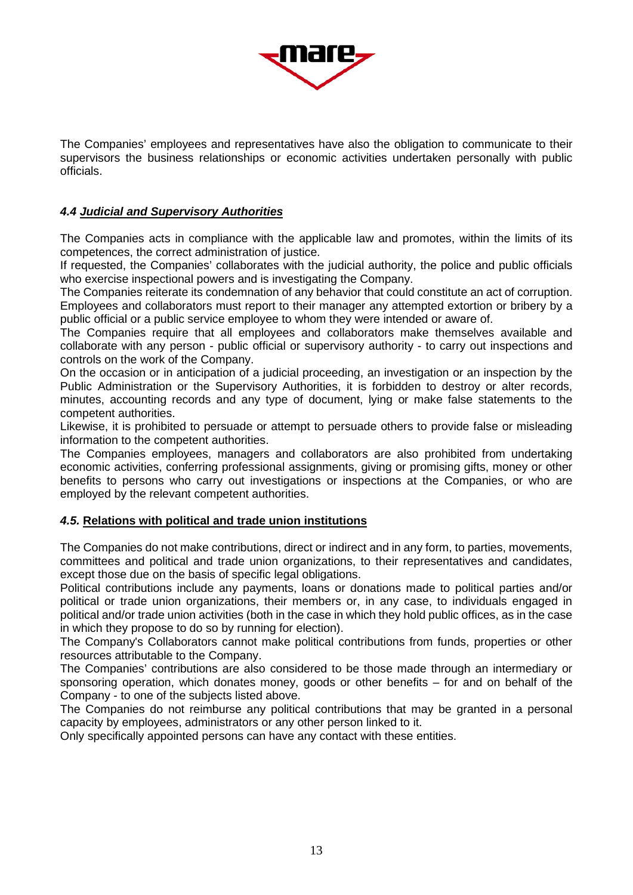The Companies' employees and representatives have also the obligation to communicate to their supervisors the business relationships or economic activities undertaken personally with public officials.

### *4.4 Judicial and Supervisory Authorities*

The Companies acts in compliance with the applicable law and promotes, within the limits of its competences, the correct administration of justice.
If requested, the Companies' collaborates with the judicial authority, the police and public officials who exercise inspectional powers and is investigating the Company.
The Companies reiterate its condemnation of any behavior that could constitute an act of corruption. Employees and collaborators must report to their manager any attempted extortion or bribery by a public official or a public service employee to whom they were intended or aware of.
The Companies require that all employees and collaborators make themselves available and collaborate with any person - public official or supervisory authority - to carry out inspections and controls on the work of the Company.
On the occasion or in anticipation of a judicial proceeding, an investigation or an inspection by the Public Administration or the Supervisory Authorities, it is forbidden to destroy or alter records, minutes, accounting records and any type of document, lying or make false statements to the competent authorities.
Likewise, it is prohibited to persuade or attempt to persuade others to provide false or misleading information to the competent authorities.
The Companies employees, managers and collaborators are also prohibited from undertaking economic activities, conferring professional assignments, giving or promising gifts, money or other benefits to persons who carry out investigations or inspections at the Companies, or who are employed by the relevant competent authorities.

### *4.5.* **Relations with political and trade union institutions**

The Companies do not make contributions, direct or indirect and in any form, to parties, movements, committees and political and trade union organizations, to their representatives and candidates, except those due on the basis of specific legal obligations.
Political contributions include any payments, loans or donations made to political parties and/or political or trade union organizations, their members or, in any case, to individuals engaged in political and/or trade union activities (both in the case in which they hold public offices, as in the case in which they propose to do so by running for election).
The Company's Collaborators cannot make political contributions from funds, properties or other resources attributable to the Company.
The Companies' contributions are also considered to be those made through an intermediary or sponsoring operation, which donates money, goods or other benefits – for and on behalf of the Company - to one of the subjects listed above.
The Companies do not reimburse any political contributions that may be granted in a personal capacity by employees, administrators or any other person linked to it.
Only specifically appointed persons can have any contact with these entities.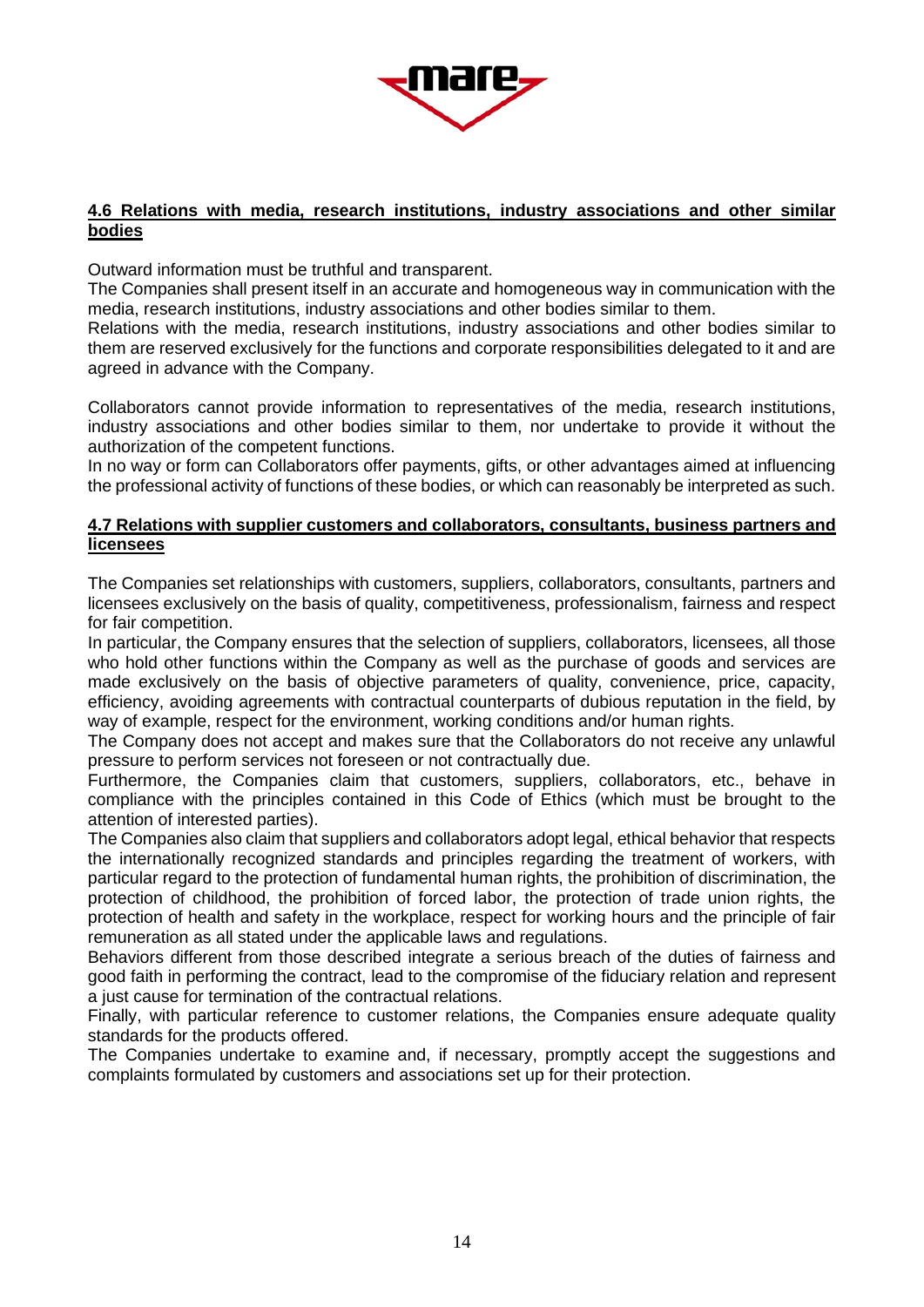#### 4.6 Relations with media, research institutions, industry associations and other similar bodies

Outward information must be truthful and transparent.
The Companies shall present itself in an accurate and homogeneous way in communication with the media, research institutions, industry associations and other bodies similar to them.
Relations with the media, research institutions, industry associations and other bodies similar to them are reserved exclusively for the functions and corporate responsibilities delegated to it and are agreed in advance with the Company.

Collaborators cannot provide information to representatives of the media, research institutions, industry associations and other bodies similar to them, nor undertake to provide it without the authorization of the competent functions.
In no way or form can Collaborators offer payments, gifts, or other advantages aimed at influencing the professional activity of functions of these bodies, or which can reasonably be interpreted as such.

#### 4.7 Relations with supplier customers and collaborators, consultants, business partners and licensees

The Companies set relationships with customers, suppliers, collaborators, consultants, partners and licensees exclusively on the basis of quality, competitiveness, professionalism, fairness and respect for fair competition.
In particular, the Company ensures that the selection of suppliers, collaborators, licensees, all those who hold other functions within the Company as well as the purchase of goods and services are made exclusively on the basis of objective parameters of quality, convenience, price, capacity, efficiency, avoiding agreements with contractual counterparts of dubious reputation in the field, by way of example, respect for the environment, working conditions and/or human rights.
The Company does not accept and makes sure that the Collaborators do not receive any unlawful pressure to perform services not foreseen or not contractually due.
Furthermore, the Companies claim that customers, suppliers, collaborators, etc., behave in compliance with the principles contained in this Code of Ethics (which must be brought to the attention of interested parties).
The Companies also claim that suppliers and collaborators adopt legal, ethical behavior that respects the internationally recognized standards and principles regarding the treatment of workers, with particular regard to the protection of fundamental human rights, the prohibition of discrimination, the protection of childhood, the prohibition of forced labor, the protection of trade union rights, the protection of health and safety in the workplace, respect for working hours and the principle of fair remuneration as all stated under the applicable laws and regulations.
Behaviors different from those described integrate a serious breach of the duties of fairness and good faith in performing the contract, lead to the compromise of the fiduciary relation and represent a just cause for termination of the contractual relations.
Finally, with particular reference to customer relations, the Companies ensure adequate quality standards for the products offered.
The Companies undertake to examine and, if necessary, promptly accept the suggestions and complaints formulated by customers and associations set up for their protection.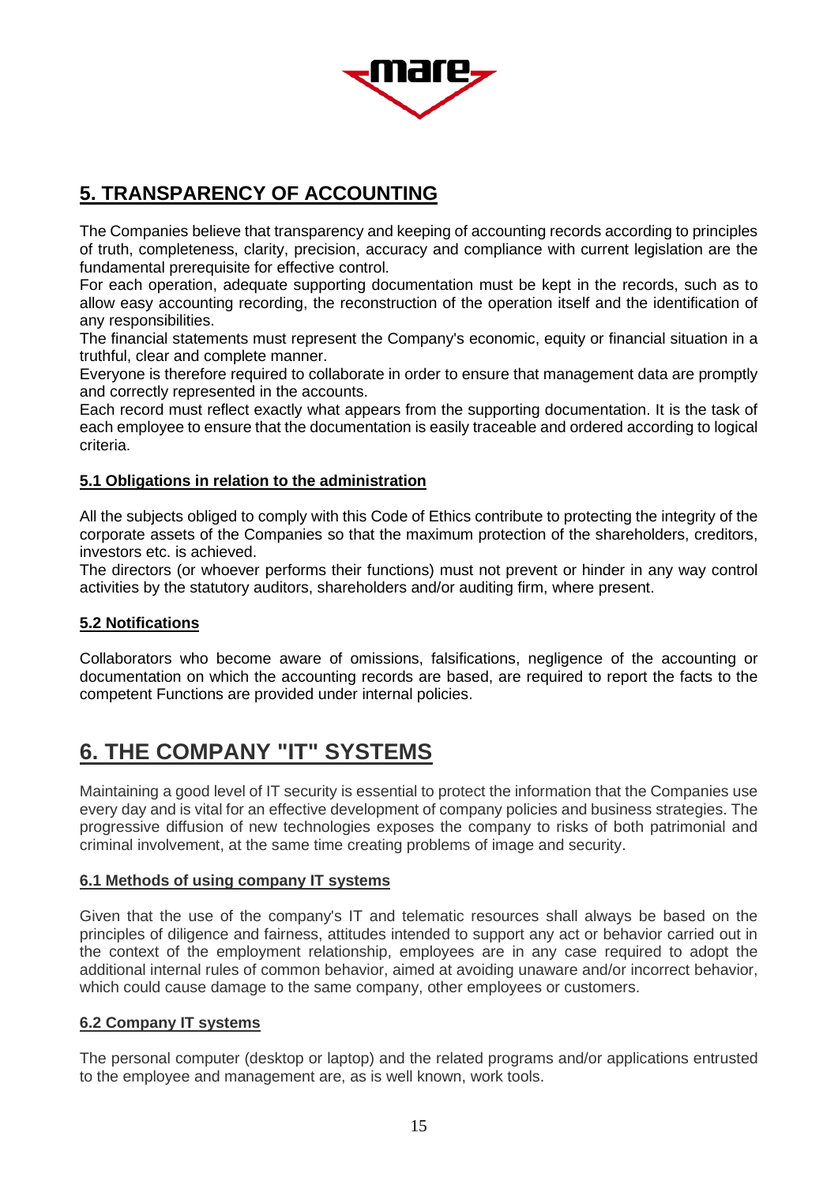## 5. TRANSPARENCY OF ACCOUNTING

The Companies believe that transparency and keeping of accounting records according to principles of truth, completeness, clarity, precision, accuracy and compliance with current legislation are the fundamental prerequisite for effective control.

For each operation, adequate supporting documentation must be kept in the records, such as to allow easy accounting recording, the reconstruction of the operation itself and the identification of any responsibilities.

The financial statements must represent the Company's economic, equity or financial situation in a truthful, clear and complete manner.

Everyone is therefore required to collaborate in order to ensure that management data are promptly and correctly represented in the accounts.

Each record must reflect exactly what appears from the supporting documentation. It is the task of each employee to ensure that the documentation is easily traceable and ordered according to logical criteria.

### 5.1 Obligations in relation to the administration

All the subjects obliged to comply with this Code of Ethics contribute to protecting the integrity of the corporate assets of the Companies so that the maximum protection of the shareholders, creditors, investors etc. is achieved.

The directors (or whoever performs their functions) must not prevent or hinder in any way control activities by the statutory auditors, shareholders and/or auditing firm, where present.

### 5.2 Notifications

Collaborators who become aware of omissions, falsifications, negligence of the accounting or documentation on which the accounting records are based, are required to report the facts to the competent Functions are provided under internal policies.

## 6. THE COMPANY "IT" SYSTEMS

Maintaining a good level of IT security is essential to protect the information that the Companies use every day and is vital for an effective development of company policies and business strategies. The progressive diffusion of new technologies exposes the company to risks of both patrimonial and criminal involvement, at the same time creating problems of image and security.

### 6.1 Methods of using company IT systems

Given that the use of the company's IT and telematic resources shall always be based on the principles of diligence and fairness, attitudes intended to support any act or behavior carried out in the context of the employment relationship, employees are in any case required to adopt the additional internal rules of common behavior, aimed at avoiding unaware and/or incorrect behavior, which could cause damage to the same company, other employees or customers.

### 6.2 Company IT systems

The personal computer (desktop or laptop) and the related programs and/or applications entrusted to the employee and management are, as is well known, work tools.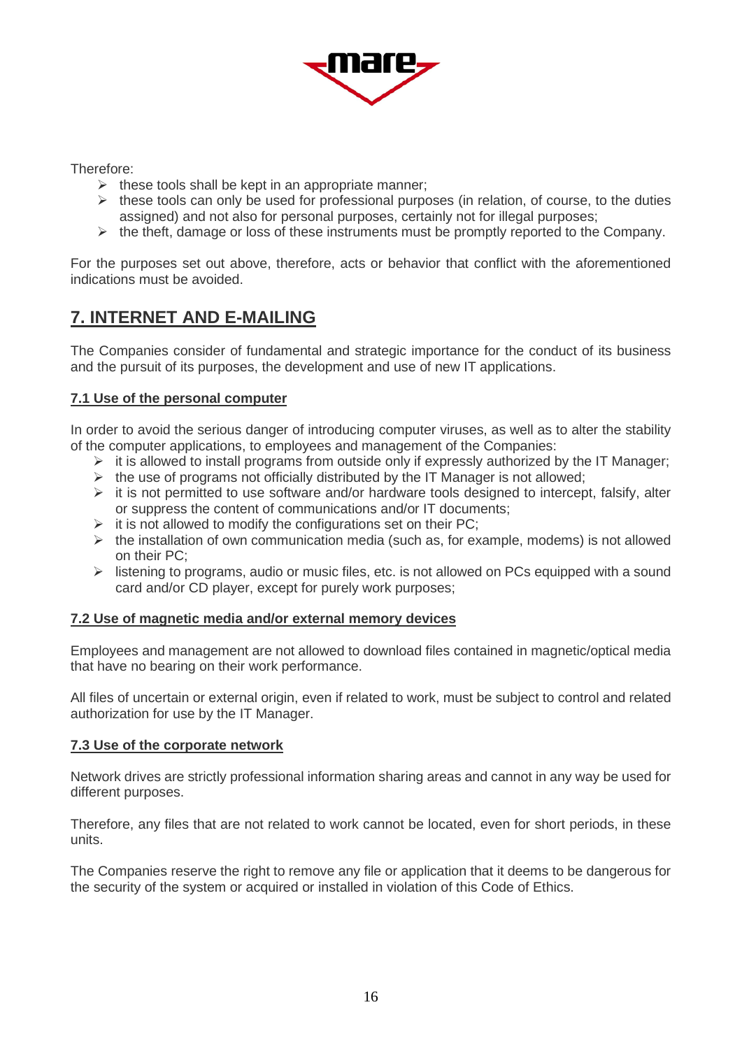Therefore:

- these tools shall be kept in an appropriate manner;
- these tools can only be used for professional purposes (in relation, of course, to the duties assigned) and not also for personal purposes, certainly not for illegal purposes;
- the theft, damage or loss of these instruments must be promptly reported to the Company.

For the purposes set out above, therefore, acts or behavior that conflict with the aforementioned indications must be avoided.

## 7. INTERNET AND E-MAILING

The Companies consider of fundamental and strategic importance for the conduct of its business and the pursuit of its purposes, the development and use of new IT applications.

### 7.1 Use of the personal computer

In order to avoid the serious danger of introducing computer viruses, as well as to alter the stability of the computer applications, to employees and management of the Companies:

- it is allowed to install programs from outside only if expressly authorized by the IT Manager;
- the use of programs not officially distributed by the IT Manager is not allowed;
- it is not permitted to use software and/or hardware tools designed to intercept, falsify, alter or suppress the content of communications and/or IT documents;
- it is not allowed to modify the configurations set on their PC;
- the installation of own communication media (such as, for example, modems) is not allowed on their PC;
- listening to programs, audio or music files, etc. is not allowed on PCs equipped with a sound card and/or CD player, except for purely work purposes;

### 7.2 Use of magnetic media and/or external memory devices

Employees and management are not allowed to download files contained in magnetic/optical media that have no bearing on their work performance.

All files of uncertain or external origin, even if related to work, must be subject to control and related authorization for use by the IT Manager.

### 7.3 Use of the corporate network

Network drives are strictly professional information sharing areas and cannot in any way be used for different purposes.

Therefore, any files that are not related to work cannot be located, even for short periods, in these units.

The Companies reserve the right to remove any file or application that it deems to be dangerous for the security of the system or acquired or installed in violation of this Code of Ethics.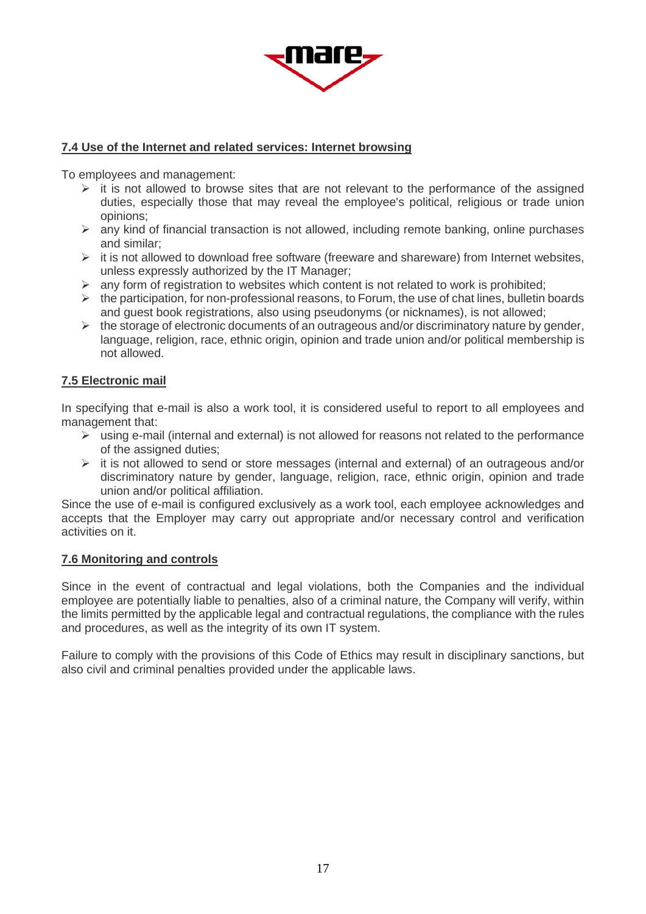### 7.4 Use of the Internet and related services: Internet browsing

To employees and management:

- it is not allowed to browse sites that are not relevant to the performance of the assigned duties, especially those that may reveal the employee's political, religious or trade union opinions;
- any kind of financial transaction is not allowed, including remote banking, online purchases and similar;
- it is not allowed to download free software (freeware and shareware) from Internet websites, unless expressly authorized by the IT Manager;
- any form of registration to websites which content is not related to work is prohibited;
- the participation, for non-professional reasons, to Forum, the use of chat lines, bulletin boards and guest book registrations, also using pseudonyms (or nicknames), is not allowed;
- the storage of electronic documents of an outrageous and/or discriminatory nature by gender, language, religion, race, ethnic origin, opinion and trade union and/or political membership is not allowed.

### 7.5 Electronic mail

In specifying that e-mail is also a work tool, it is considered useful to report to all employees and management that:

- using e-mail (internal and external) is not allowed for reasons not related to the performance of the assigned duties;
- it is not allowed to send or store messages (internal and external) of an outrageous and/or discriminatory nature by gender, language, religion, race, ethnic origin, opinion and trade union and/or political affiliation.

Since the use of e-mail is configured exclusively as a work tool, each employee acknowledges and accepts that the Employer may carry out appropriate and/or necessary control and verification activities on it.

### 7.6 Monitoring and controls

Since in the event of contractual and legal violations, both the Companies and the individual employee are potentially liable to penalties, also of a criminal nature, the Company will verify, within the limits permitted by the applicable legal and contractual regulations, the compliance with the rules and procedures, as well as the integrity of its own IT system.

Failure to comply with the provisions of this Code of Ethics may result in disciplinary sanctions, but also civil and criminal penalties provided under the applicable laws.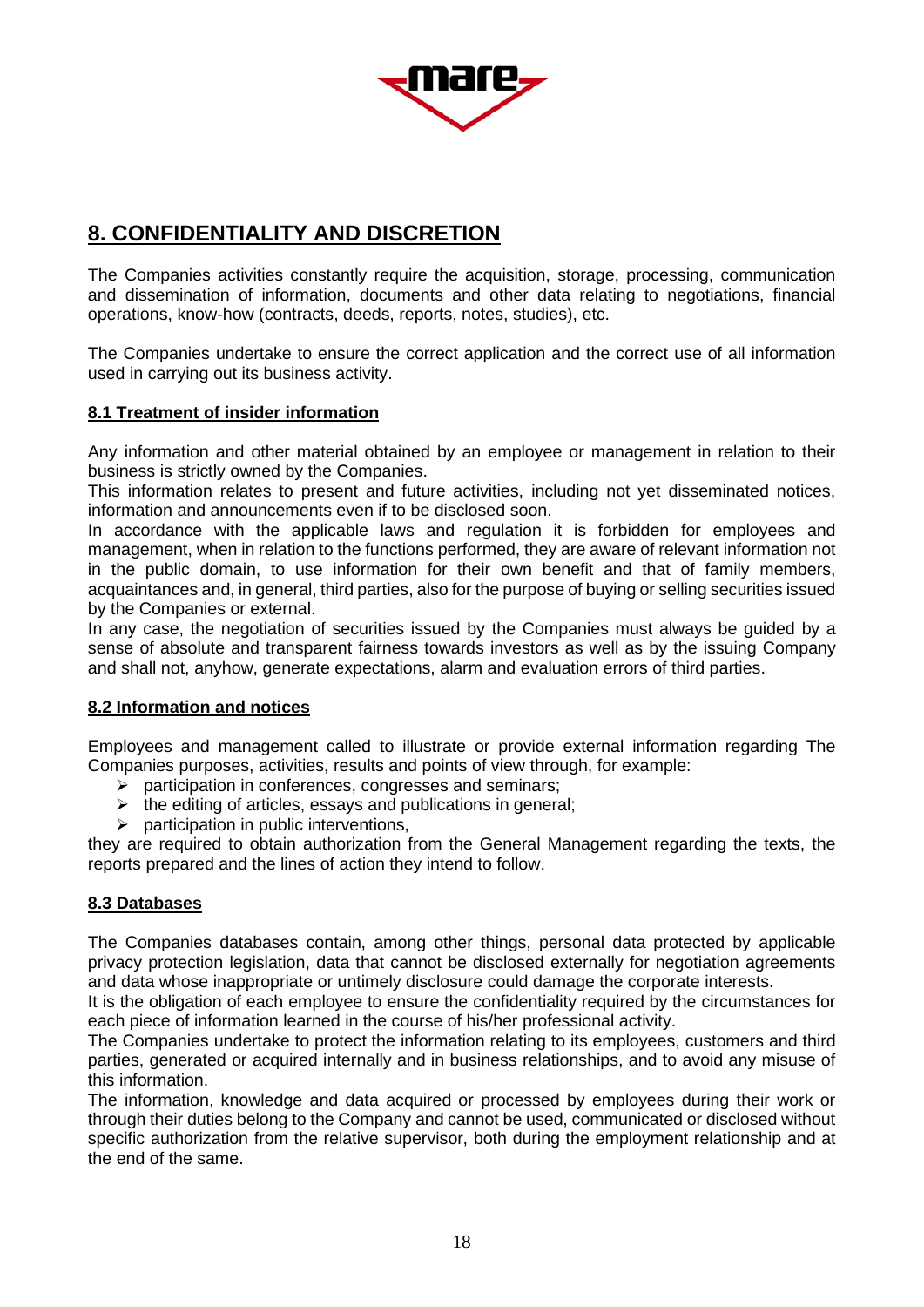## 8. CONFIDENTIALITY AND DISCRETION

The Companies activities constantly require the acquisition, storage, processing, communication and dissemination of information, documents and other data relating to negotiations, financial operations, know-how (contracts, deeds, reports, notes, studies), etc.

The Companies undertake to ensure the correct application and the correct use of all information used in carrying out its business activity.

### 8.1 Treatment of insider information

Any information and other material obtained by an employee or management in relation to their business is strictly owned by the Companies.
This information relates to present and future activities, including not yet disseminated notices, information and announcements even if to be disclosed soon.
In accordance with the applicable laws and regulation it is forbidden for employees and management, when in relation to the functions performed, they are aware of relevant information not in the public domain, to use information for their own benefit and that of family members, acquaintances and, in general, third parties, also for the purpose of buying or selling securities issued by the Companies or external.
In any case, the negotiation of securities issued by the Companies must always be guided by a sense of absolute and transparent fairness towards investors as well as by the issuing Company and shall not, anyhow, generate expectations, alarm and evaluation errors of third parties.

### 8.2 Information and notices

Employees and management called to illustrate or provide external information regarding The Companies purposes, activities, results and points of view through, for example:

- participation in conferences, congresses and seminars;
- the editing of articles, essays and publications in general;
- participation in public interventions,

they are required to obtain authorization from the General Management regarding the texts, the reports prepared and the lines of action they intend to follow.

### 8.3 Databases

The Companies databases contain, among other things, personal data protected by applicable privacy protection legislation, data that cannot be disclosed externally for negotiation agreements and data whose inappropriate or untimely disclosure could damage the corporate interests.
It is the obligation of each employee to ensure the confidentiality required by the circumstances for each piece of information learned in the course of his/her professional activity.
The Companies undertake to protect the information relating to its employees, customers and third parties, generated or acquired internally and in business relationships, and to avoid any misuse of this information.
The information, knowledge and data acquired or processed by employees during their work or through their duties belong to the Company and cannot be used, communicated or disclosed without specific authorization from the relative supervisor, both during the employment relationship and at the end of the same.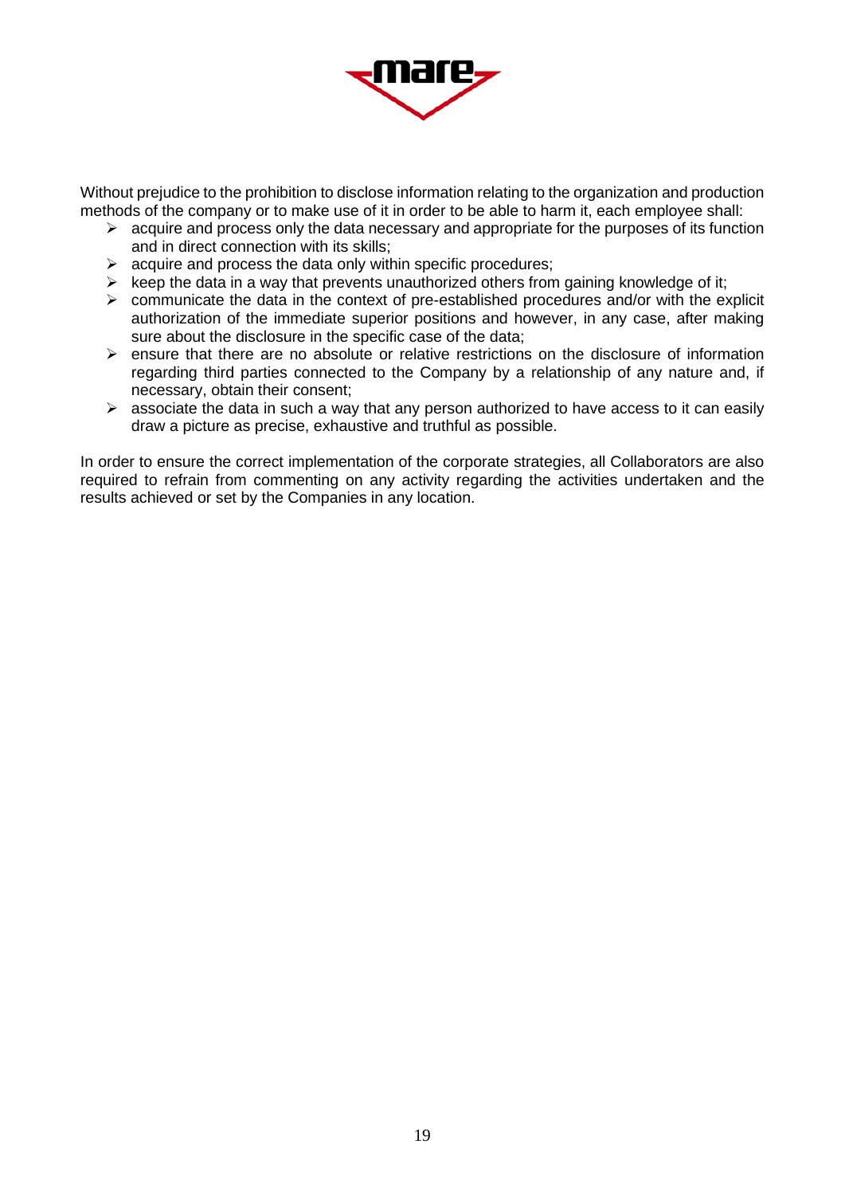Without prejudice to the prohibition to disclose information relating to the organization and production methods of the company or to make use of it in order to be able to harm it, each employee shall:

- acquire and process only the data necessary and appropriate for the purposes of its function and in direct connection with its skills;
- acquire and process the data only within specific procedures;
- keep the data in a way that prevents unauthorized others from gaining knowledge of it;
- communicate the data in the context of pre-established procedures and/or with the explicit authorization of the immediate superior positions and however, in any case, after making sure about the disclosure in the specific case of the data;
- ensure that there are no absolute or relative restrictions on the disclosure of information regarding third parties connected to the Company by a relationship of any nature and, if necessary, obtain their consent;
- associate the data in such a way that any person authorized to have access to it can easily draw a picture as precise, exhaustive and truthful as possible.

In order to ensure the correct implementation of the corporate strategies, all Collaborators are also required to refrain from commenting on any activity regarding the activities undertaken and the results achieved or set by the Companies in any location.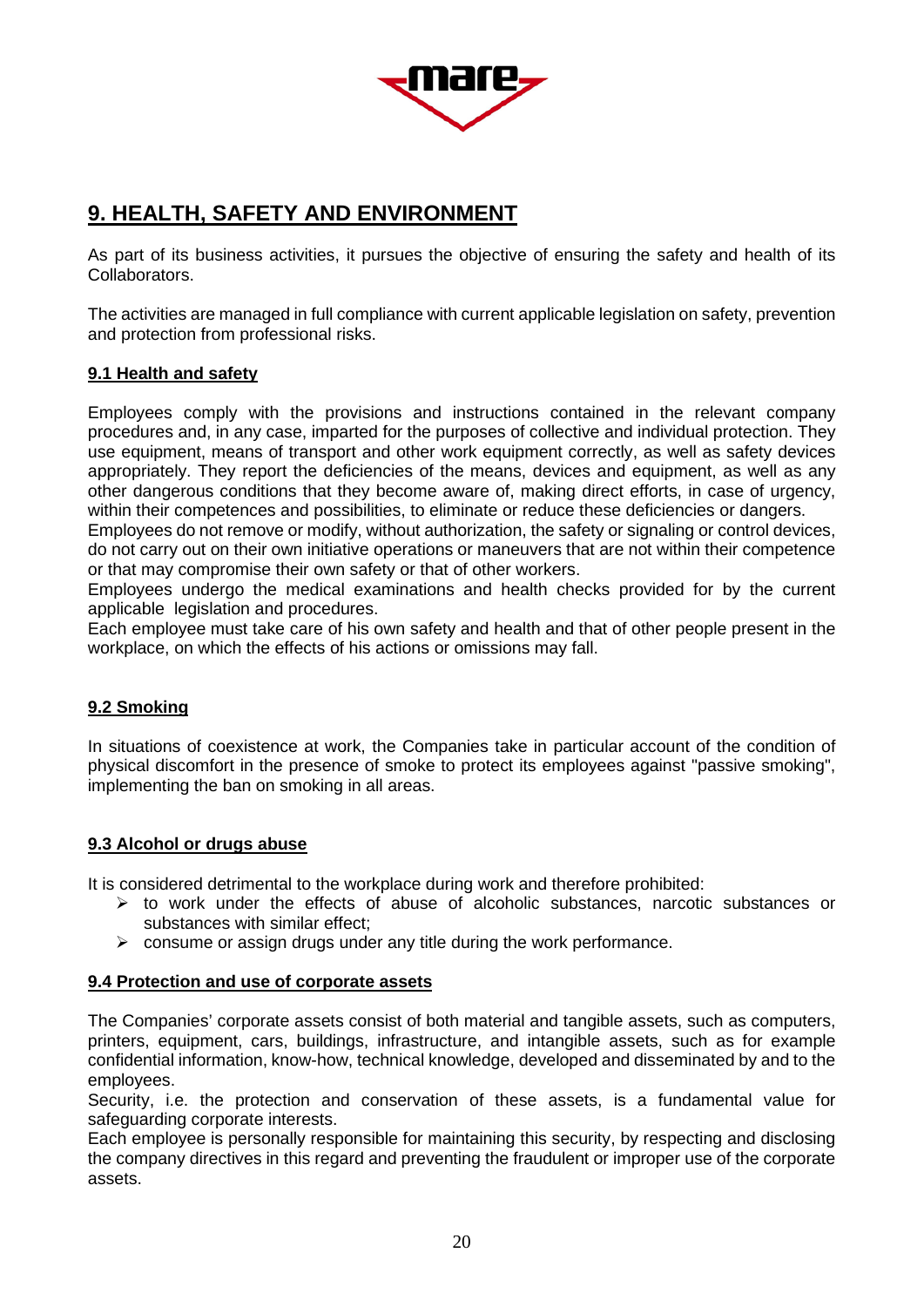## 9. HEALTH, SAFETY AND ENVIRONMENT

As part of its business activities, it pursues the objective of ensuring the safety and health of its Collaborators.

The activities are managed in full compliance with current applicable legislation on safety, prevention and protection from professional risks.

### 9.1 Health and safety

Employees comply with the provisions and instructions contained in the relevant company procedures and, in any case, imparted for the purposes of collective and individual protection. They use equipment, means of transport and other work equipment correctly, as well as safety devices appropriately. They report the deficiencies of the means, devices and equipment, as well as any other dangerous conditions that they become aware of, making direct efforts, in case of urgency, within their competences and possibilities, to eliminate or reduce these deficiencies or dangers.
Employees do not remove or modify, without authorization, the safety or signaling or control devices, do not carry out on their own initiative operations or maneuvers that are not within their competence or that may compromise their own safety or that of other workers.
Employees undergo the medical examinations and health checks provided for by the current applicable legislation and procedures.
Each employee must take care of his own safety and health and that of other people present in the workplace, on which the effects of his actions or omissions may fall.

### 9.2 Smoking

In situations of coexistence at work, the Companies take in particular account of the condition of physical discomfort in the presence of smoke to protect its employees against "passive smoking", implementing the ban on smoking in all areas.

### 9.3 Alcohol or drugs abuse

It is considered detrimental to the workplace during work and therefore prohibited:

- to work under the effects of abuse of alcoholic substances, narcotic substances or substances with similar effect;
- consume or assign drugs under any title during the work performance.

### 9.4 Protection and use of corporate assets

The Companies' corporate assets consist of both material and tangible assets, such as computers, printers, equipment, cars, buildings, infrastructure, and intangible assets, such as for example confidential information, know-how, technical knowledge, developed and disseminated by and to the employees.
Security, i.e. the protection and conservation of these assets, is a fundamental value for safeguarding corporate interests.
Each employee is personally responsible for maintaining this security, by respecting and disclosing the company directives in this regard and preventing the fraudulent or improper use of the corporate assets.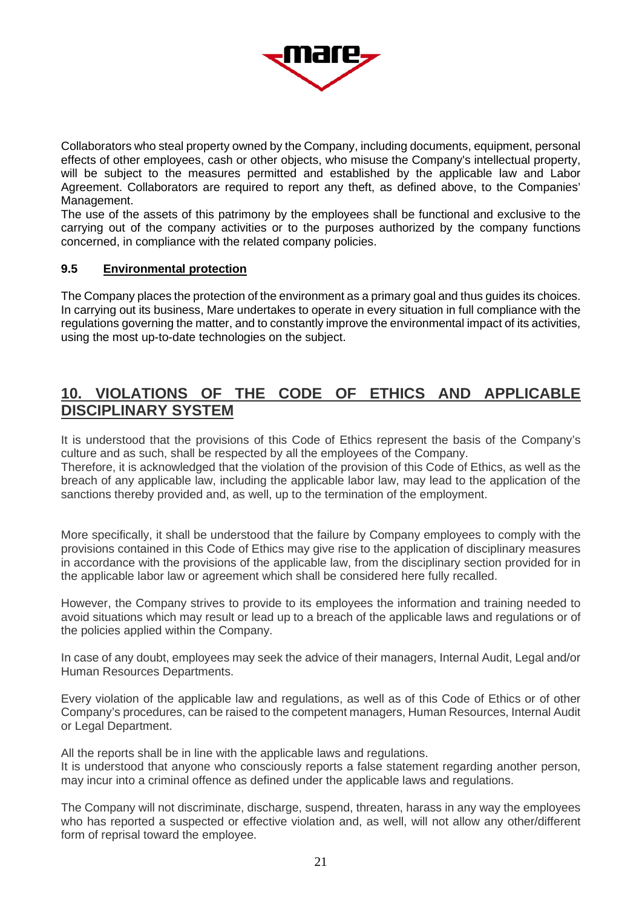Collaborators who steal property owned by the Company, including documents, equipment, personal effects of other employees, cash or other objects, who misuse the Company's intellectual property, will be subject to the measures permitted and established by the applicable law and Labor Agreement. Collaborators are required to report any theft, as defined above, to the Companies' Management.

The use of the assets of this patrimony by the employees shall be functional and exclusive to the carrying out of the company activities or to the purposes authorized by the company functions concerned, in compliance with the related company policies.

### 9.5 Environmental protection

The Company places the protection of the environment as a primary goal and thus guides its choices. In carrying out its business, Mare undertakes to operate in every situation in full compliance with the regulations governing the matter, and to constantly improve the environmental impact of its activities, using the most up-to-date technologies on the subject.

## 10. VIOLATIONS OF THE CODE OF ETHICS AND APPLICABLE DISCIPLINARY SYSTEM

It is understood that the provisions of this Code of Ethics represent the basis of the Company's culture and as such, shall be respected by all the employees of the Company.

Therefore, it is acknowledged that the violation of the provision of this Code of Ethics, as well as the breach of any applicable law, including the applicable labor law, may lead to the application of the sanctions thereby provided and, as well, up to the termination of the employment.

More specifically, it shall be understood that the failure by Company employees to comply with the provisions contained in this Code of Ethics may give rise to the application of disciplinary measures in accordance with the provisions of the applicable law, from the disciplinary section provided for in the applicable labor law or agreement which shall be considered here fully recalled.

However, the Company strives to provide to its employees the information and training needed to avoid situations which may result or lead up to a breach of the applicable laws and regulations or of the policies applied within the Company.

In case of any doubt, employees may seek the advice of their managers, Internal Audit, Legal and/or Human Resources Departments.

Every violation of the applicable law and regulations, as well as of this Code of Ethics or of other Company's procedures, can be raised to the competent managers, Human Resources, Internal Audit or Legal Department.

All the reports shall be in line with the applicable laws and regulations.

It is understood that anyone who consciously reports a false statement regarding another person, may incur into a criminal offence as defined under the applicable laws and regulations.

The Company will not discriminate, discharge, suspend, threaten, harass in any way the employees who has reported a suspected or effective violation and, as well, will not allow any other/different form of reprisal toward the employee.